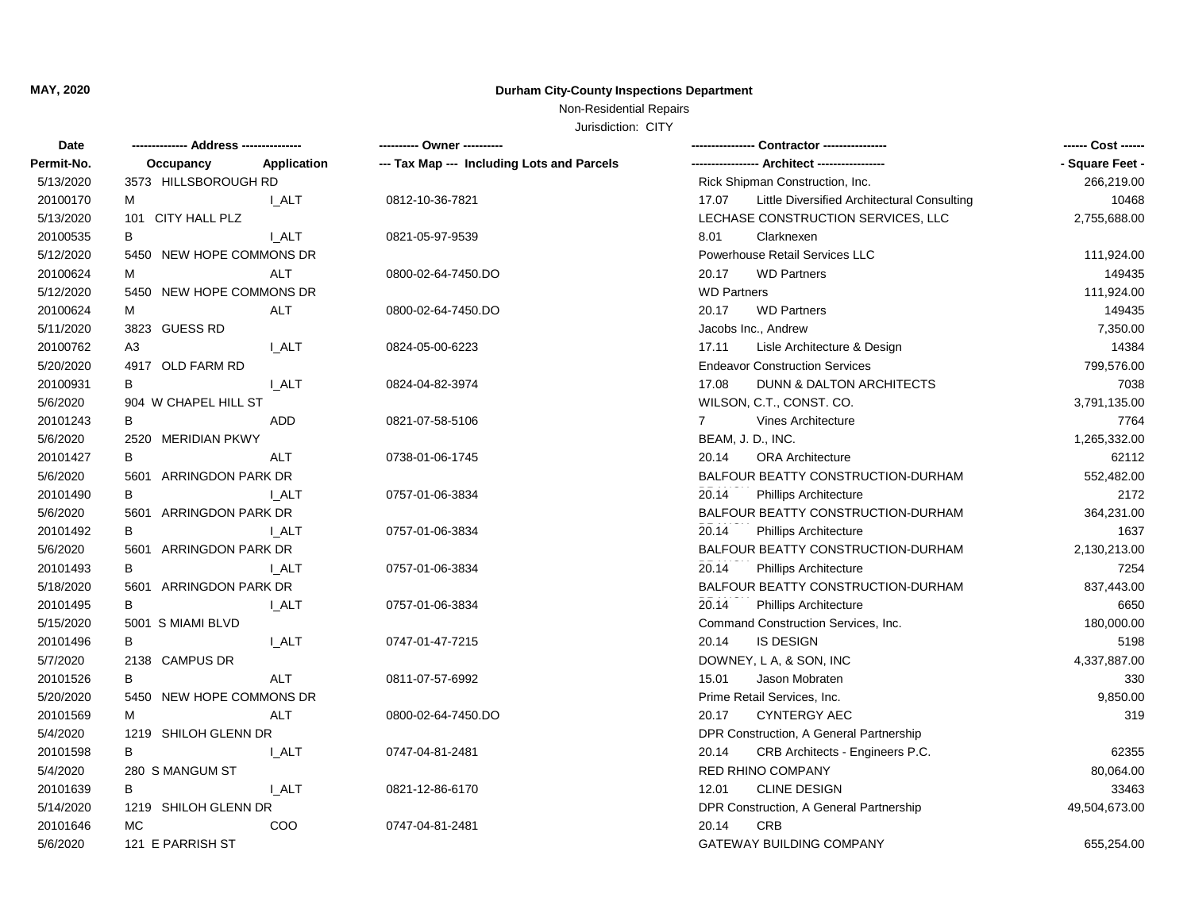**MAY, 2020**

# Durham City-County Inspections Department

Non-Residential Repairs

Jurisdiction: CITY

| Date / Permit-No. | Address: Occupancy | Application | Owner: Tax Map (Including Lots and Parcels) | Contractor / Architect | Cost / Square Feet |
|---|---|---|---|---|---|
| 5/13/2020 | 3573 HILLSBOROUGH RD | | | Rick Shipman Construction, Inc. | 266,219.00 |
| 20100170 | M | I_ALT | 0812-10-36-7821 | 17.07 Little Diversified Architectural Consulting | 10468 |
| 5/13/2020 | 101 CITY HALL PLZ | | | LECHASE CONSTRUCTION SERVICES, LLC | 2,755,688.00 |
| 20100535 | B | I_ALT | 0821-05-97-9539 | 8.01 Clarknexen | |
| 5/12/2020 | 5450 NEW HOPE COMMONS DR | | | Powerhouse Retail Services LLC | 111,924.00 |
| 20100624 | M | ALT | 0800-02-64-7450.DO | 20.17 WD Partners | 149435 |
| 5/12/2020 | 5450 NEW HOPE COMMONS DR | | | WD Partners | 111,924.00 |
| 20100624 | M | ALT | 0800-02-64-7450.DO | 20.17 WD Partners | 149435 |
| 5/11/2020 | 3823 GUESS RD | | | Jacobs Inc., Andrew | 7,350.00 |
| 20100762 | A3 | I_ALT | 0824-05-00-6223 | 17.11 Lisle Architecture & Design | 14384 |
| 5/20/2020 | 4917 OLD FARM RD | | | Endeavor Construction Services | 799,576.00 |
| 20100931 | B | I_ALT | 0824-04-82-3974 | 17.08 DUNN & DALTON ARCHITECTS | 7038 |
| 5/6/2020 | 904 W CHAPEL HILL ST | | | WILSON, C.T., CONST. CO. | 3,791,135.00 |
| 20101243 | B | ADD | 0821-07-58-5106 | 7 Vines Architecture | 7764 |
| 5/6/2020 | 2520 MERIDIAN PKWY | | | BEAM, J. D., INC. | 1,265,332.00 |
| 20101427 | B | ALT | 0738-01-06-1745 | 20.14 ORA Architecture | 62112 |
| 5/6/2020 | 5601 ARRINGDON PARK DR | | | BALFOUR BEATTY CONSTRUCTION-DURHAM | 552,482.00 |
| 20101490 | B | I_ALT | 0757-01-06-3834 | 20.14 Phillips Architecture | 2172 |
| 5/6/2020 | 5601 ARRINGDON PARK DR | | | BALFOUR BEATTY CONSTRUCTION-DURHAM | 364,231.00 |
| 20101492 | B | I_ALT | 0757-01-06-3834 | 20.14 Phillips Architecture | 1637 |
| 5/6/2020 | 5601 ARRINGDON PARK DR | | | BALFOUR BEATTY CONSTRUCTION-DURHAM | 2,130,213.00 |
| 20101493 | B | I_ALT | 0757-01-06-3834 | 20.14 Phillips Architecture | 7254 |
| 5/18/2020 | 5601 ARRINGDON PARK DR | | | BALFOUR BEATTY CONSTRUCTION-DURHAM | 837,443.00 |
| 20101495 | B | I_ALT | 0757-01-06-3834 | 20.14 Phillips Architecture | 6650 |
| 5/15/2020 | 5001 S MIAMI BLVD | | | Command Construction Services, Inc. | 180,000.00 |
| 20101496 | B | I_ALT | 0747-01-47-7215 | 20.14 IS DESIGN | 5198 |
| 5/7/2020 | 2138 CAMPUS DR | | | DOWNEY, L A, & SON, INC | 4,337,887.00 |
| 20101526 | B | ALT | 0811-07-57-6992 | 15.01 Jason Mobraten | 330 |
| 5/20/2020 | 5450 NEW HOPE COMMONS DR | | | Prime Retail Services, Inc. | 9,850.00 |
| 20101569 | M | ALT | 0800-02-64-7450.DO | 20.17 CYNTERGY AEC | 319 |
| 5/4/2020 | 1219 SHILOH GLENN DR | | | DPR Construction, A General Partnership | |
| 20101598 | B | I_ALT | 0747-04-81-2481 | 20.14 CRB Architects - Engineers P.C. | 62355 |
| 5/4/2020 | 280 S MANGUM ST | | | RED RHINO COMPANY | 80,064.00 |
| 20101639 | B | I_ALT | 0821-12-86-6170 | 12.01 CLINE DESIGN | 33463 |
| 5/14/2020 | 1219 SHILOH GLENN DR | | | DPR Construction, A General Partnership | 49,504,673.00 |
| 20101646 | MC | COO | 0747-04-81-2481 | 20.14 CRB | |
| 5/6/2020 | 121 E PARRISH ST | | | GATEWAY BUILDING COMPANY | 655,254.00 |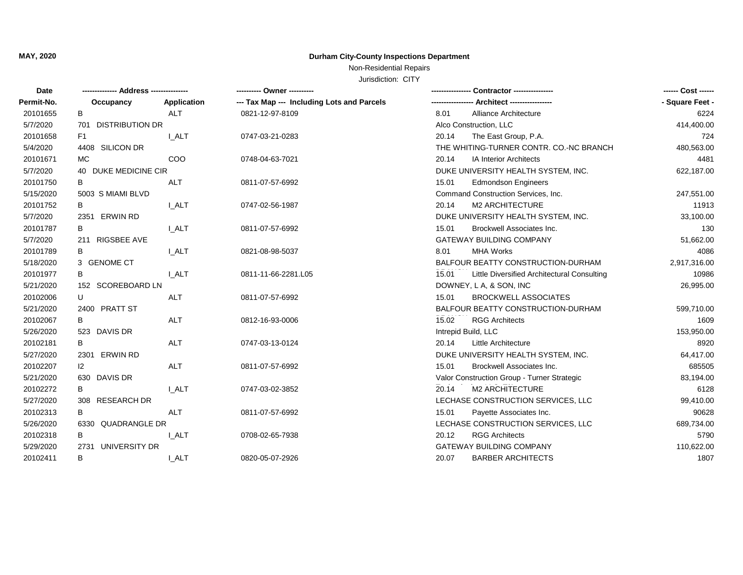**MAY, 2020**

**Durham City-County Inspections Department**

Non-Residential Repairs

Jurisdiction: CITY

| Date / Permit-No. | Address / Occupancy | Application | Owner / Tax Map --- Including Lots and Parcels | Contractor / Architect | Cost / Square Feet |
|---|---|---|---|---|---|
| 20101655 | B | ALT | 0821-12-97-8109 | 8.01 Alliance Architecture | 6224 |
| 5/7/2020 | 701 DISTRIBUTION DR | | | Alco Construction, LLC | 414,400.00 |
| 20101658 | F1 | I_ALT | 0747-03-21-0283 | 20.14 The East Group, P.A. | 724 |
| 5/4/2020 | 4408 SILICON DR | | | THE WHITING-TURNER CONTR. CO.-NC BRANCH | 480,563.00 |
| 20101671 | MC | COO | 0748-04-63-7021 | 20.14 IA Interior Architects | 4481 |
| 5/7/2020 | 40 DUKE MEDICINE CIR | | | DUKE UNIVERSITY HEALTH SYSTEM, INC. | 622,187.00 |
| 20101750 | B | ALT | 0811-07-57-6992 | 15.01 Edmondson Engineers | |
| 5/15/2020 | 5003 S MIAMI BLVD | | | Command Construction Services, Inc. | 247,551.00 |
| 20101752 | B | I_ALT | 0747-02-56-1987 | 20.14 M2 ARCHITECTURE | 11913 |
| 5/7/2020 | 2351 ERWIN RD | | | DUKE UNIVERSITY HEALTH SYSTEM, INC. | 33,100.00 |
| 20101787 | B | I_ALT | 0811-07-57-6992 | 15.01 Brockwell Associates Inc. | 130 |
| 5/7/2020 | 211 RIGSBEE AVE | | | GATEWAY BUILDING COMPANY | 51,662.00 |
| 20101789 | B | I_ALT | 0821-08-98-5037 | 8.01 MHA Works | 4086 |
| 5/18/2020 | 3 GENOME CT | | | BALFOUR BEATTY CONSTRUCTION-DURHAM | 2,917,316.00 |
| 20101977 | B | I_ALT | 0811-11-66-2281.L05 | 15.01 Little Diversified Architectural Consulting | 10986 |
| 5/21/2020 | 152 SCOREBOARD LN | | | DOWNEY, L A, & SON, INC | 26,995.00 |
| 20102006 | U | ALT | 0811-07-57-6992 | 15.01 BROCKWELL ASSOCIATES | |
| 5/21/2020 | 2400 PRATT ST | | | BALFOUR BEATTY CONSTRUCTION-DURHAM | 599,710.00 |
| 20102067 | B | ALT | 0812-16-93-0006 | 15.02 RGG Architects | 1609 |
| 5/26/2020 | 523 DAVIS DR | | | Intrepid Build, LLC | 153,950.00 |
| 20102181 | B | ALT | 0747-03-13-0124 | 20.14 Little Architecture | 8920 |
| 5/27/2020 | 2301 ERWIN RD | | | DUKE UNIVERSITY HEALTH SYSTEM, INC. | 64,417.00 |
| 20102207 | I2 | ALT | 0811-07-57-6992 | 15.01 Brockwell Associates Inc. | 685505 |
| 5/21/2020 | 630 DAVIS DR | | | Valor Construction Group - Turner Strategic | 83,194.00 |
| 20102272 | B | I_ALT | 0747-03-02-3852 | 20.14 M2 ARCHITECTURE | 6128 |
| 5/27/2020 | 308 RESEARCH DR | | | LECHASE CONSTRUCTION SERVICES, LLC | 99,410.00 |
| 20102313 | B | ALT | 0811-07-57-6992 | 15.01 Payette Associates Inc. | 90628 |
| 5/26/2020 | 6330 QUADRANGLE DR | | | LECHASE CONSTRUCTION SERVICES, LLC | 689,734.00 |
| 20102318 | B | I_ALT | 0708-02-65-7938 | 20.12 RGG Architects | 5790 |
| 5/29/2020 | 2731 UNIVERSITY DR | | | GATEWAY BUILDING COMPANY | 110,622.00 |
| 20102411 | B | I_ALT | 0820-05-07-2926 | 20.07 BARBER ARCHITECTS | 1807 |